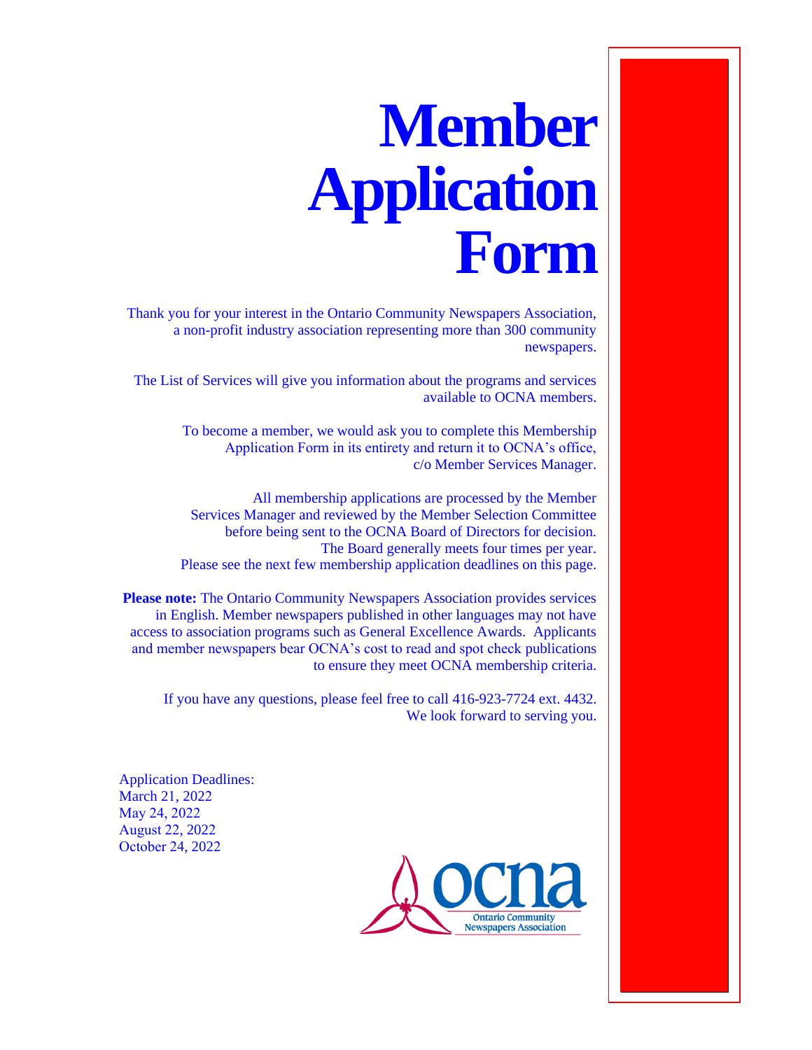# Member Application Form

Thank you for your interest in the Ontario Community Newspapers Association, a non-profit industry association representing more than 300 community newspapers.

The List of Services will give you information about the programs and services available to OCNA members.

To become a member, we would ask you to complete this Membership Application Form in its entirety and return it to OCNA's office, c/o Member Services Manager.

All membership applications are processed by the Member Services Manager and reviewed by the Member Selection Committee before being sent to the OCNA Board of Directors for decision. The Board generally meets four times per year. Please see the next few membership application deadlines on this page.

**Please note:** The Ontario Community Newspapers Association provides services in English. Member newspapers published in other languages may not have access to association programs such as General Excellence Awards. Applicants and member newspapers bear OCNA's cost to read and spot check publications to ensure they meet OCNA membership criteria.

If you have any questions, please feel free to call 416-923-7724 ext. 4432. We look forward to serving you.

Application Deadlines:
March 21, 2022
May 24, 2022
August 22, 2022
October 24, 2022

ocna
Ontario Community Newspapers Association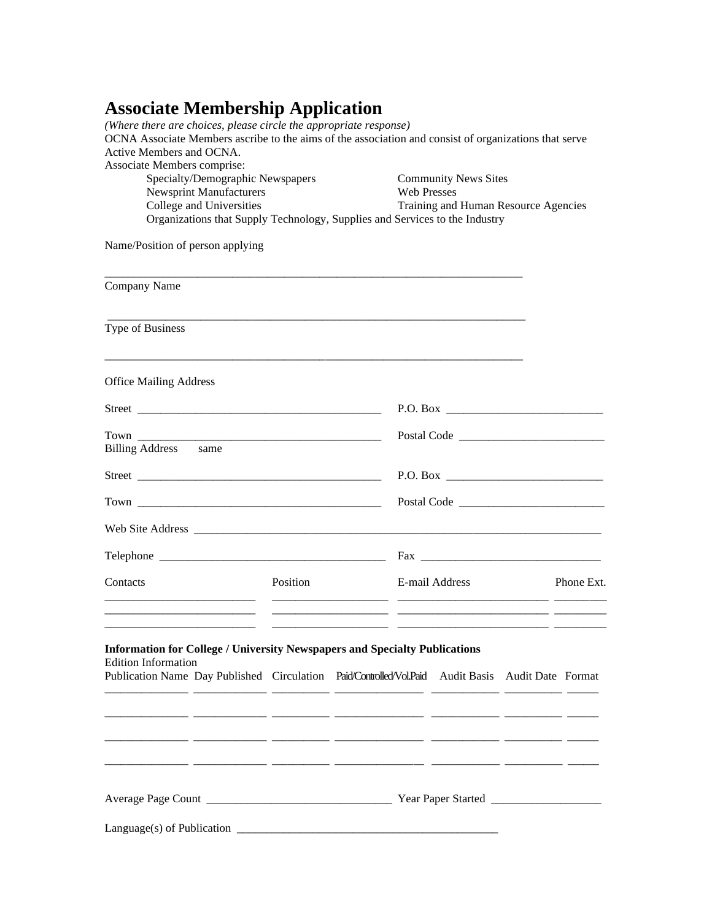# Associate Membership Application

*(Where there are choices, please circle the appropriate response)*

OCNA Associate Members ascribe to the aims of the association and consist of organizations that serve Active Members and OCNA.

Associate Members comprise:

- Specialty/Demographic Newspapers
- Newsprint Manufacturers
- College and Universities
- Community News Sites
- Web Presses
- Training and Human Resource Agencies
- Organizations that Supply Technology, Supplies and Services to the Industry

Name/Position of person applying

___________________________________________________________________________

Company Name

___________________________________________________________________________

Type of Business

___________________________________________________________________________

Office Mailing Address

Street ___________________________________________ P.O. Box ___________________________

Town ___________________________________________ Postal Code _________________________

Billing Address same

Street ___________________________________________ P.O. Box ___________________________

Town ___________________________________________ Postal Code _________________________

Web Site Address ________________________________________________________________________

Telephone _______________________________________ Fax _______________________________

| Contacts | Position | E-mail Address | Phone Ext. |
|---|---|---|---|
| | | | |
| | | | |
| | | | |

**Information for College / University Newspapers and Specialty Publications**

Edition Information

| Publication Name | Day Published | Circulation | Paid/Controlled/Vol.Paid | Audit Basis | Audit Date | Format |
|---|---|---|---|---|---|---|
| | | | | | | |
| | | | | | | |
| | | | | | | |
| | | | | | | |

Average Page Count _______________________________ Year Paper Started ___________________

Language(s) of Publication ______________________________________________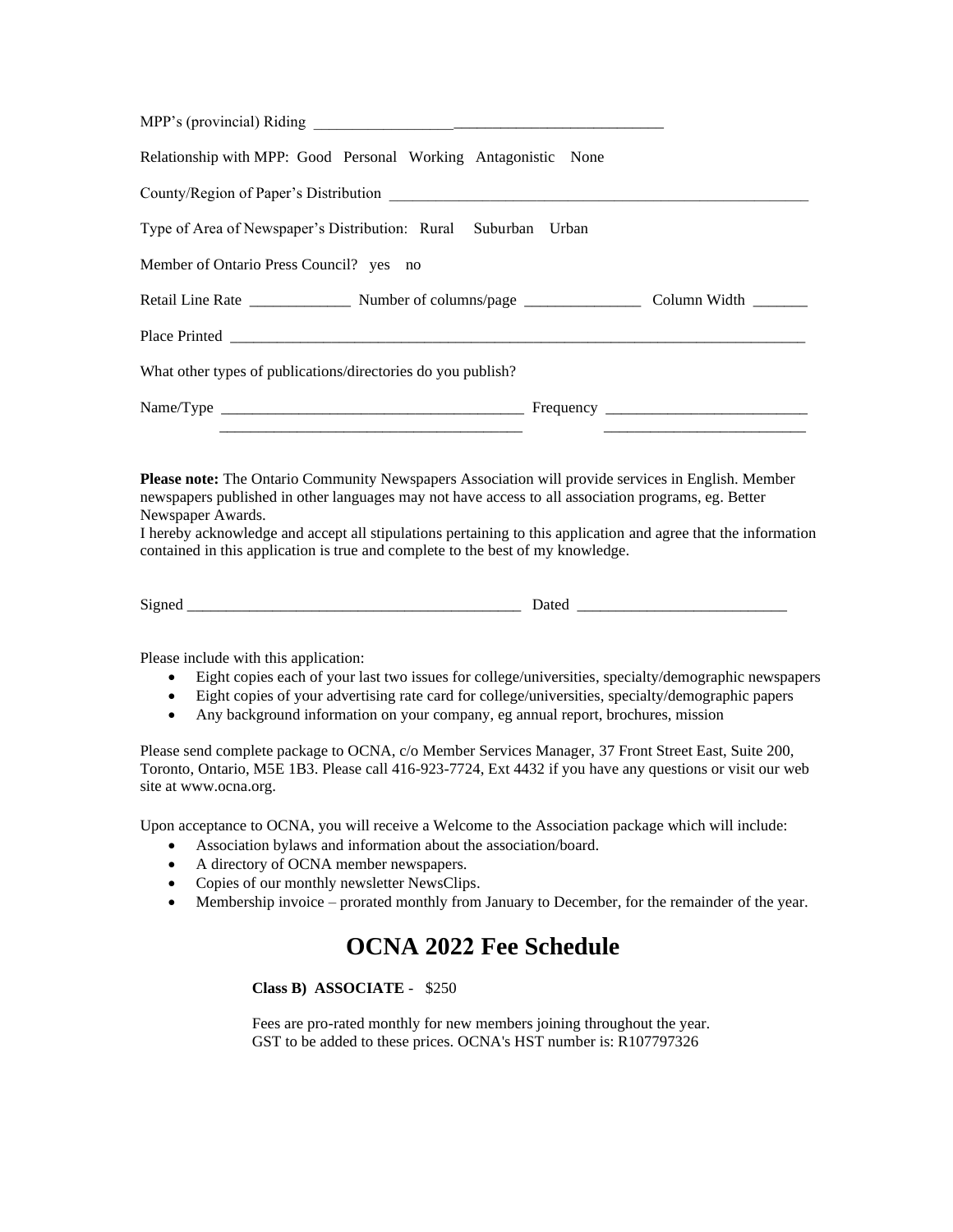MPP's (provincial) Riding _______________________________________________

Relationship with MPP: Good Personal Working Antagonistic None

County/Region of Paper's Distribution _______________________________________________

Type of Area of Newspaper's Distribution: Rural Suburban Urban

Member of Ontario Press Council? yes no

Retail Line Rate ____________ Number of columns/page ______________ Column Width _______

Place Printed _______________________________________________________________________

What other types of publications/directories do you publish?

Name/Type ____________________________________ Frequency _________________________

____________________________________ _________________________

**Please note:** The Ontario Community Newspapers Association will provide services in English. Member newspapers published in other languages may not have access to all association programs, eg. Better Newspaper Awards.

I hereby acknowledge and accept all stipulations pertaining to this application and agree that the information contained in this application is true and complete to the best of my knowledge.

Signed ____________________________________________ Dated ___________________________

Please include with this application:

- Eight copies each of your last two issues for college/universities, specialty/demographic newspapers
- Eight copies of your advertising rate card for college/universities, specialty/demographic papers
- Any background information on your company, eg annual report, brochures, mission

Please send complete package to OCNA, c/o Member Services Manager, 37 Front Street East, Suite 200, Toronto, Ontario, M5E 1B3. Please call 416-923-7724, Ext 4432 if you have any questions or visit our web site at www.ocna.org.

Upon acceptance to OCNA, you will receive a Welcome to the Association package which will include:

- Association bylaws and information about the association/board.
- A directory of OCNA member newspapers.
- Copies of our monthly newsletter NewsClips.
- Membership invoice – prorated monthly from January to December, for the remainder of the year.

# OCNA 2022 Fee Schedule

**Class B) ASSOCIATE** - $250

Fees are pro-rated monthly for new members joining throughout the year.
GST to be added to these prices. OCNA's HST number is: R107797326